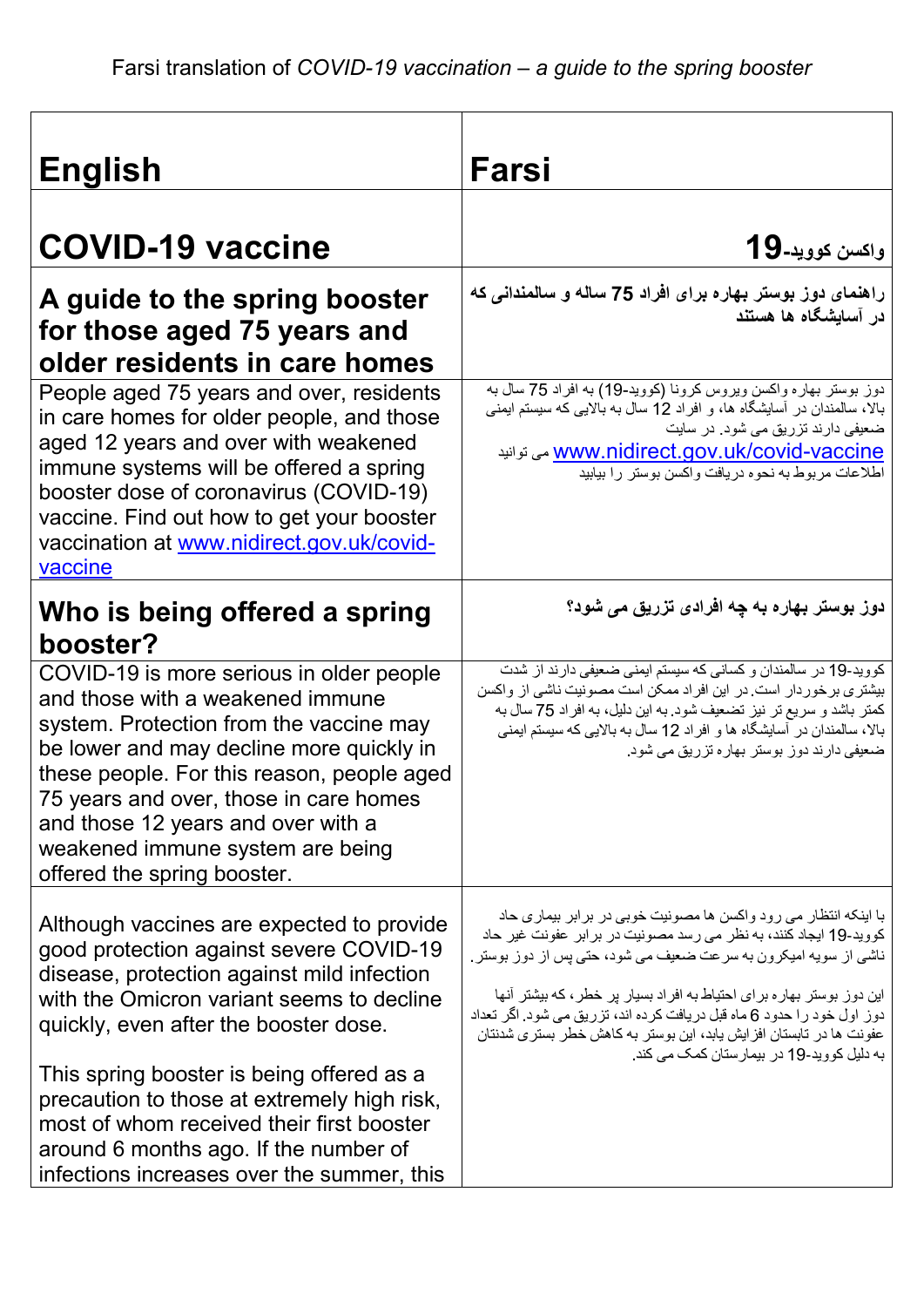Farsi translation of *COVID-19 vaccination – a guide to the spring booster*

| English | Farsi |
|---|---|
| **COVID-19 vaccine** | **واکسن کووید-19** |
| **A guide to the spring booster for those aged 75 years and older residents in care homes** | **راهنمای دوز بوستر بهاره برای افراد 75 ساله و سالمندانی که در آسایشگاه ها هستند** |
| People aged 75 years and over, residents in care homes for older people, and those aged 12 years and over with weakened immune systems will be offered a spring booster dose of coronavirus (COVID-19) vaccine. Find out how to get your booster vaccination at [www.nidirect.gov.uk/covid-vaccine](www.nidirect.gov.uk/covid-vaccine) | دوز بوستر بهاره واکسن ویروس کرونا (کووید-19) به افراد 75 سال به بالا، سالمندان در آسایشگاه ها، و افراد 12 سال به بالایی که سیستم ایمنی ضعیفی دارند تزریق می شود. در سایت [www.nidirect.gov.uk/covid-vaccine](www.nidirect.gov.uk/covid-vaccine) می توانید اطلاعات مربوط به نحوه دریافت واکسن بوستر را بیابید |
| **Who is being offered a spring booster?** | **دوز بوستر بهاره به چه افرادی تزریق می شود؟** |
| COVID-19 is more serious in older people and those with a weakened immune system. Protection from the vaccine may be lower and may decline more quickly in these people. For this reason, people aged 75 years and over, those in care homes and those 12 years and over with a weakened immune system are being offered the spring booster. | کووید-19 در سالمندان و کسانی که سیستم ایمنی ضعیفی دارند از شدت بیشتری برخوردار است. در این افراد ممکن است مصونیت ناشی از واکسن کمتر باشد و سریع تر نیز تضعیف شود. به این دلیل، به افراد 75 سال به بالا، سالمندان در آسایشگاه ها و افراد 12 سال به بالایی که سیستم ایمنی ضعیفی دارند دوز بوستر بهاره تزریق می شود. |
| Although vaccines are expected to provide good protection against severe COVID-19 disease, protection against mild infection with the Omicron variant seems to decline quickly, even after the booster dose.<br><br>This spring booster is being offered as a precaution to those at extremely high risk, most of whom received their first booster around 6 months ago. If the number of infections increases over the summer, this | با اینکه انتظار می رود واکسن ها مصونیت خوبی در برابر بیماری حاد کووید-19 ایجاد کنند، به نظر می رسد مصونیت در برابر عفونت غیر حاد ناشی از سویه امیکرون به سرعت ضعیف می شود، حتی پس از دوز بوستر.<br><br>این دوز بوستر بهاره برای احتیاط به افراد بسیار پر خطر، که بیشتر آنها دوز اول خود را حدود 6 ماه قبل دریافت کرده اند، تزریق می شود. اگر تعداد عفونت ها در تابستان افزایش یابد، این بوستر به کاهش خطر بستری شدنتان به دلیل کووید-19 در بیمارستان کمک می کند. |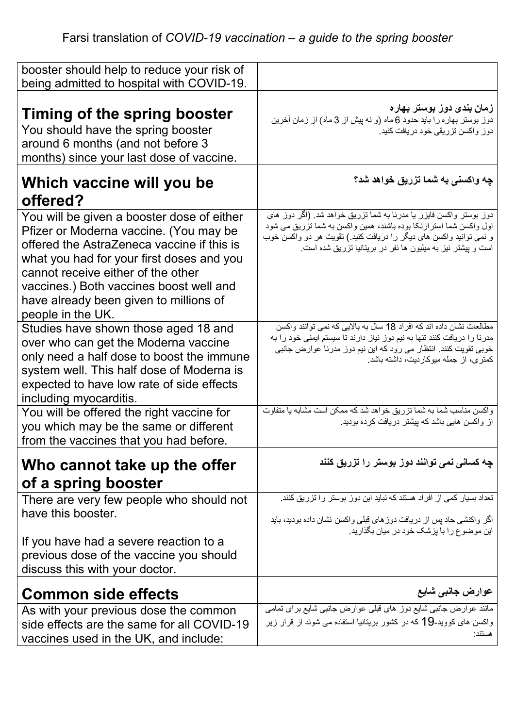Farsi translation of *COVID-19 vaccination – a guide to the spring booster*

| | |
|---|---|
| booster should help to reduce your risk of being admitted to hospital with COVID-19. | |
| **Timing of the spring booster**<br>You should have the spring booster around 6 months (and not before 3 months) since your last dose of vaccine. | **زمان بندی دوز بوستر بهاره**<br>دوز بوستر بهاره را باید حدود 6 ماه (و نه پیش از 3 ماه) از زمان آخرین دوز واکسن تزریقی خود دریافت کنید. |
| **Which vaccine will you be offered?** | **چه واکسنی به شما تزریق خواهد شد؟** |
| You will be given a booster dose of either Pfizer or Moderna vaccine. (You may be offered the AstraZeneca vaccine if this is what you had for your first doses and you cannot receive either of the other vaccines.) Both vaccines boost well and have already been given to millions of people in the UK. | دوز بوستر واکسن فایزر یا مدرنا به شما تزریق خواهد شد. (اگر دوز های اول واکسن شما آسترازنکا بوده باشند، همین واکسن به شما تزریق می شود و نمی توانید واکسن های دیگر را دریافت کنید.) تقویت هر دو واکسن خوب است و پیشتر نیز به میلیون ها نفر در بریتانیا تزریق شده است. |
| Studies have shown those aged 18 and over who can get the Moderna vaccine only need a half dose to boost the immune system well. This half dose of Moderna is expected to have low rate of side effects including myocarditis. | مطالعات نشان داده اند که افراد 18 سال به بالایی که نمی توانند واکسن مدرنا را دریافت کنند تنها به نیم دوز نیاز دارند تا سیستم ایمنی خود را به خوبی تقویت کنند. انتظار می رود که این نیم دوز مدرنا عوارض جانبی کمتری، از جمله میوکاردیت، داشته باشد. |
| You will be offered the right vaccine for you which may be the same or different from the vaccines that you had before. | واکسن مناسب شما به شما تزریق خواهد شد که ممکن است مشابه یا متفاوت از واکسن هایی باشد که پیشتر دریافت کرده بودید. |
| **Who cannot take up the offer of a spring booster** | **چه کسانی نمی توانند دوز بوستر را تزریق کنند** |
| There are very few people who should not have this booster.<br><br>If you have had a severe reaction to a previous dose of the vaccine you should discuss this with your doctor. | تعداد بسیار کمی از افراد هستند که نباید این دوز بوستر را تزریق کنند.<br><br>اگر واکنشی حاد پس از دریافت دوزهای قبلی واکسن نشان داده بودید، باید این موضوع را با پزشک خود در میان بگذارید. |
| **Common side effects** | **عوارض جانبی شایع** |
| As with your previous dose the common side effects are the same for all COVID-19 vaccines used in the UK, and include: | مانند عوارض جانبی شایع دوز های قبلی عوارض جانبی شایع برای تمامی واکسن های کووید-19 که در کشور بریتانیا استفاده می شوند از قرار زیر هستند: |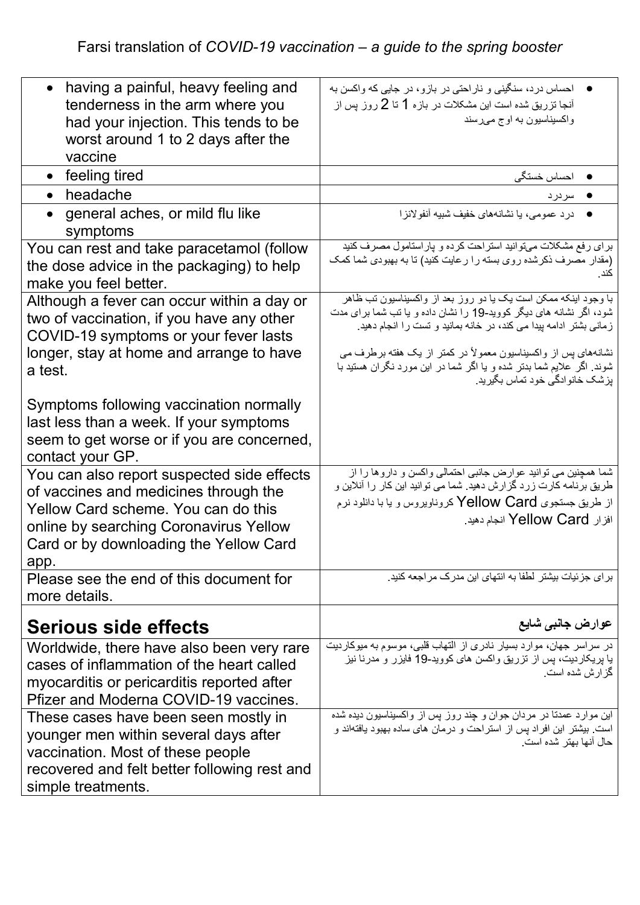Farsi translation of *COVID-19 vaccination – a guide to the spring booster*

| | |
|---|---|
| • having a painful, heavy feeling and tenderness in the arm where you had your injection. This tends to be worst around 1 to 2 days after the vaccine | • احساس درد، سنگینی و ناراحتی در بازو، در جایی که واکسن به آنجا تزریق شده است این مشکلات در بازه 1 تا 2 روز پس از واکسیناسیون به اوج می‌رسند |
| • feeling tired | • احساس خستگی |
| • headache | • سردرد |
| • general aches, or mild flu like symptoms | • درد عمومی، یا نشانه‌های خفیف شبیه آنفولانزا |
| You can rest and take paracetamol (follow the dose advice in the packaging) to help make you feel better. | برای رفع مشکلات می‌توانید استراحت کرده و پاراستامول مصرف کنید (مقدار مصرف ذکرشده روی بسته را رعایت کنید) تا به بهبودی شما کمک کند. |
| Although a fever can occur within a day or two of vaccination, if you have any other COVID-19 symptoms or your fever lasts longer, stay at home and arrange to have a test.<br><br>Symptoms following vaccination normally last less than a week. If your symptoms seem to get worse or if you are concerned, contact your GP. | با وجود اینکه ممکن است یک یا دو روز بعد از واکسیناسیون تب ظاهر شود، اگر نشانه های دیگر کووید-19 را نشان داده و یا تب شما برای مدت زمانی بیشتر ادامه پیدا می کند، در خانه بمانید و تست را انجام دهید.<br><br>نشانه‌های پس از واکسیناسیون معمولاً در کمتر از یک هفته برطرف می شوند. اگر علایم شما بدتر شده و یا اگر شما در این مورد نگران هستید با پزشک خانوادگی خود تماس بگیرید. |
| You can also report suspected side effects of vaccines and medicines through the Yellow Card scheme. You can do this online by searching Coronavirus Yellow Card or by downloading the Yellow Card app. | شما همچنین می توانید عوارض جانبی احتمالی واکسن و داروها را از طریق برنامه کارت زرد گزارش دهید. شما می توانید این کار را آنلاین و از طریق جستجوی Yellow Card کروناویروس و یا با دانلود نرم افزار Yellow Card انجام دهید. |
| Please see the end of this document for more details. | برای جزئیات بیشتر لطفا به انتهای این مدرک مراجعه کنید. |
| **Serious side effects** | **عوارض جانبی شایع** |
| Worldwide, there have also been very rare cases of inflammation of the heart called myocarditis or pericarditis reported after Pfizer and Moderna COVID-19 vaccines. | در سراسر جهان، موارد بسیار نادری از التهاب قلبی، موسوم به میوکاردیت یا پریکاردیت، پس از تزریق واکسن های کووید-19 فایزر و مدرنا نیز گزارش شده است. |
| These cases have been seen mostly in younger men within several days after vaccination. Most of these people recovered and felt better following rest and simple treatments. | این موارد عمدتا در مردان جوان و چند روز پس از واکسیناسیون دیده شده است. بیشتر این افراد پس از استراحت و درمان های ساده بهبود یافته‌اند و حال آنها بهتر شده است. |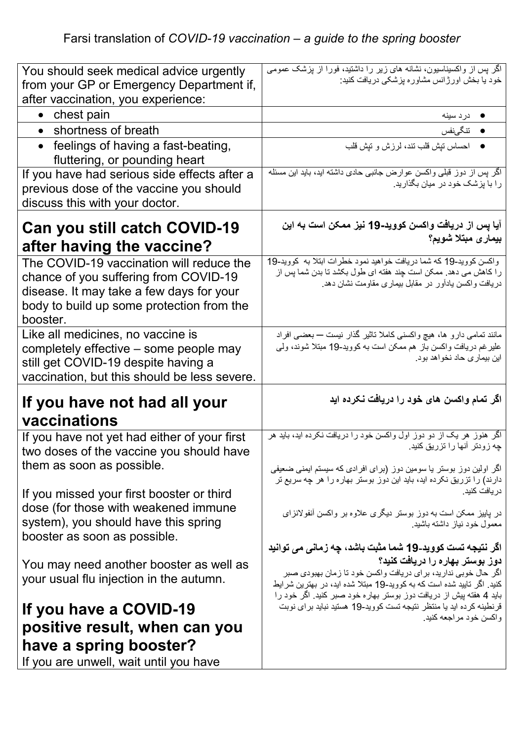Farsi translation of *COVID-19 vaccination – a guide to the spring booster*

| | |
|---|---|
| You should seek medical advice urgently from your GP or Emergency Department if, after vaccination, you experience: | اگر پس از واکسیناسیون، نشانه های زیر را داشتید، فورا از پزشک عمومی خود یا بخش اورژانس مشاوره پزشکی دریافت کنید: |
| • chest pain | • درد سینه |
| • shortness of breath | • تنگی‌نفس |
| • feelings of having a fast-beating, fluttering, or pounding heart | • احساس تپش قلب تند، لرزش و تپش قلب |
| If you have had serious side effects after a previous dose of the vaccine you should discuss this with your doctor. | اگر پس از دوز قبلی واکسن عوارض جانبی حادی داشته اید، باید این مسئله را با پزشک خود در میان بگذارید. |
| **Can you still catch COVID-19 after having the vaccine?** | **آیا پس از دریافت واکسن کووید-19 نیز ممکن است به این بیماری مبتلا شویم؟** |
| The COVID-19 vaccination will reduce the chance of you suffering from COVID-19 disease. It may take a few days for your body to build up some protection from the booster. | واکسن کووید-19 که شما دریافت خواهید نمود خطرات ابتلا به کووید-19 را کاهش می دهد. ممکن است چند هفته ای طول بکشد تا بدن شما پس از دریافت واکسن یادآور در مقابل بیماری مقاومت نشان دهد. |
| Like all medicines, no vaccine is completely effective – some people may still get COVID-19 despite having a vaccination, but this should be less severe. | مانند تمامی دارو ها، هیچ واکسنی کاملا تاثیر گذار نیست — بعضی افراد علیرغم دریافت واکسن باز هم ممکن است به کووید-19 مبتلا شوند، ولی این بیماری حاد نخواهد بود. |
| **If you have not had all your vaccinations** | **اگر تمام واکسن های خود را دریافت نکرده اید** |
| If you have not yet had either of your first two doses of the vaccine you should have them as soon as possible.<br><br>If you missed your first booster or third dose (for those with weakened immune system), you should have this spring booster as soon as possible.<br><br>You may need another booster as well as your usual flu injection in the autumn.<br><br>**If you have a COVID-19 positive result, when can you have a spring booster?**<br>If you are unwell, wait until you have | اگر هنوز هر یک از دو دوز اول واکسن خود را دریافت نکرده اید، باید هر چه زودتر آنها را تزریق کنید.<br><br>اگر اولین دوز بوستر یا سومین دوز (برای افرادی که سیستم ایمنی ضعیفی دارند) را تزریق نکرده اید، باید این دوز بوستر بهاره را هر چه سریع تر دریافت کنید.<br><br>در پاییز ممکن است به دوز بوستر دیگری علاوه بر واکسن آنفولانزای معمول خود نیاز داشته باشید.<br><br>**اگر نتیجه تست کووید-19 شما مثبت باشد، چه زمانی می توانید دوز بوستر بهاره را دریافت کنید؟**<br>اگر حال خوبی ندارید، برای دریافت واکسن خود تا زمان بهبودی صبر کنید. اگر تایید شده است که به کووید-19 مبتلا شده اید، در بهترین شرایط باید 4 هفته پیش از دریافت دوز بوستر بهاره خود صبر کنید. اگر خود را قرنطینه کرده اید یا منتظر نتیجه تست کووید-19 هستید نباید برای نوبت واکسن خود مراجعه کنید. |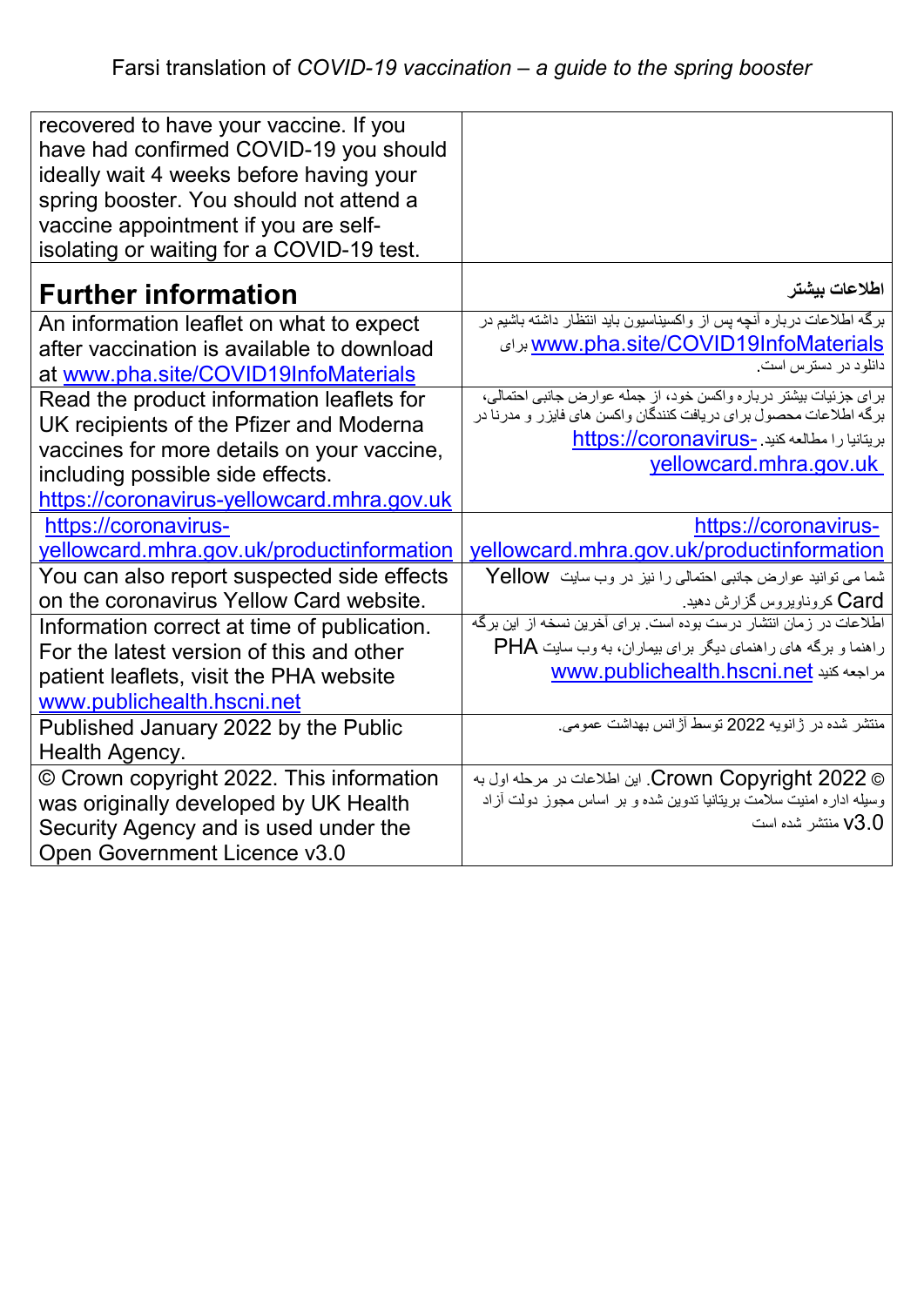Farsi translation of *COVID-19 vaccination – a guide to the spring booster*

| | |
|---|---|
| recovered to have your vaccine. If you have had confirmed COVID-19 you should ideally wait 4 weeks before having your spring booster. You should not attend a vaccine appointment if you are self-isolating or waiting for a COVID-19 test. | |
| **Further information** | **اطلاعات بیشتر** |
| An information leaflet on what to expect after vaccination is available to download at www.pha.site/COVID19InfoMaterials | برگه اطلاعات درباره آنچه پس از واکسیناسیون باید انتظار داشته باشیم در www.pha.site/COVID19InfoMaterials برای دانلود در دسترس است. |
| Read the product information leaflets for UK recipients of the Pfizer and Moderna vaccines for more details on your vaccine, including possible side effects. https://coronavirus-yellowcard.mhra.gov.uk | برای جزئیات بیشتر درباره واکسن خود، از جمله عوارض جانبی احتمالی، برگه اطلاعات محصول برای دریافت کنندگان واکسن های فایزر و مدرنا در بریتانیا را مطالعه کنید. https://coronavirus-yellowcard.mhra.gov.uk |
| https://coronavirus-yellowcard.mhra.gov.uk/productinformation | https://coronavirus-yellowcard.mhra.gov.uk/productinformation |
| You can also report suspected side effects on the coronavirus Yellow Card website. | شما می توانید عوارض جانبی احتمالی را نیز در وب سایت Yellow Card کروناویروس گزارش دهید. |
| Information correct at time of publication. For the latest version of this and other patient leaflets, visit the PHA website www.publichealth.hscni.net | اطلاعات در زمان انتشار درست بوده است. برای آخرین نسخه از این برگه راهنما و برگه های راهنمای دیگر برای بیماران، به وب سایت PHA www.publichealth.hscni.net مراجعه کنید |
| Published January 2022 by the Public Health Agency. | منتشر شده در ژانویه 2022 توسط آژانس بهداشت عمومی. |
| © Crown copyright 2022. This information was originally developed by UK Health Security Agency and is used under the Open Government Licence v3.0 | © Crown Copyright 2022. این اطلاعات در مرحله اول به وسیله اداره امنیت سلامت بریتانیا تدوین شده و بر اساس مجوز دولت آزاد v3.0 منتشر شده است |